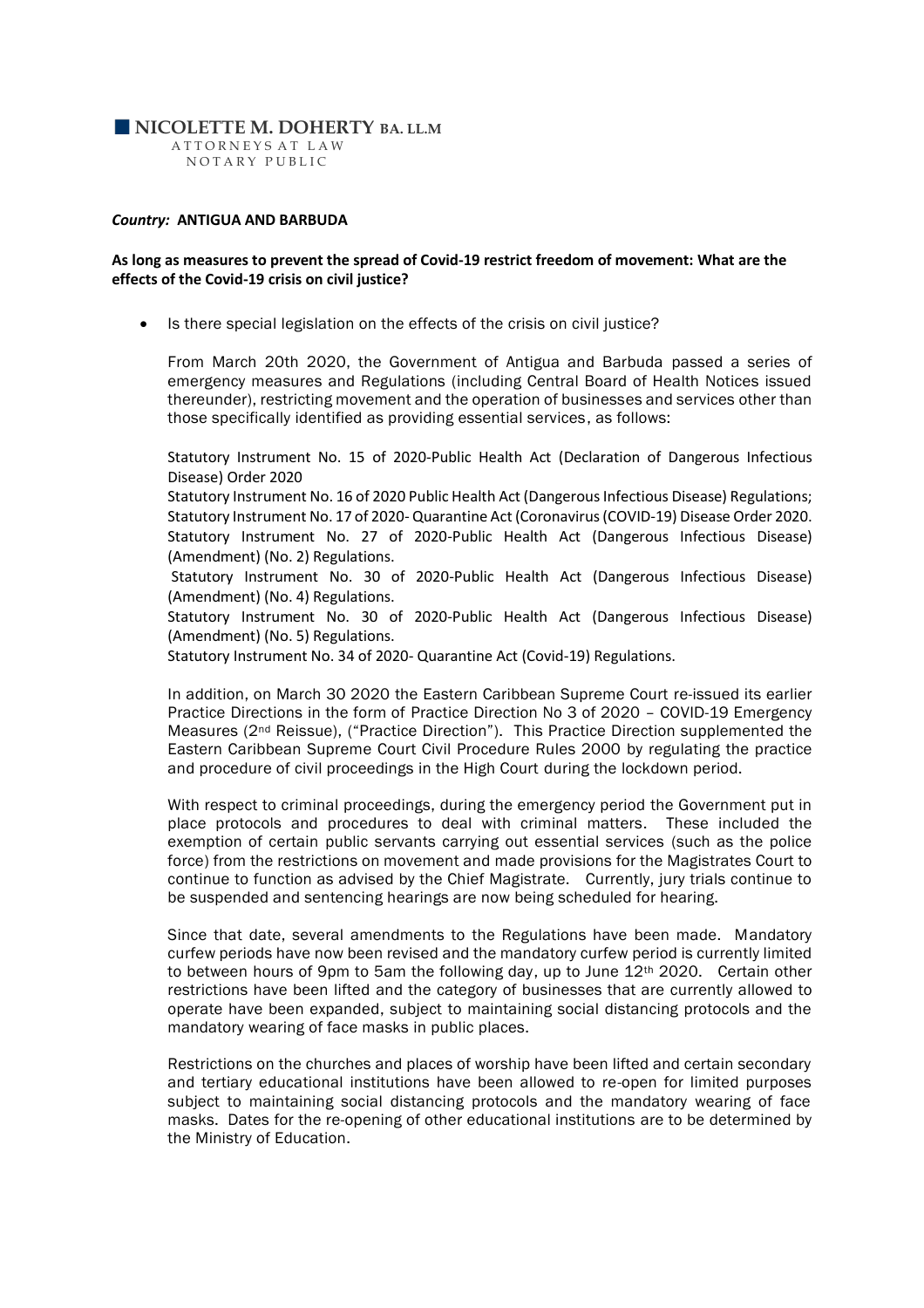**NICOLETTE M. DOHERTY BA. LL.M**
ATTORNEYS AT LAW
NOTARY PUBLIC

***Country:*** **ANTIGUA AND BARBUDA**

**As long as measures to prevent the spread of Covid-19 restrict freedom of movement: What are the effects of the Covid-19 crisis on civil justice?**

- Is there special legislation on the effects of the crisis on civil justice?

  From March 20th 2020, the Government of Antigua and Barbuda passed a series of emergency measures and Regulations (including Central Board of Health Notices issued thereunder), restricting movement and the operation of businesses and services other than those specifically identified as providing essential services, as follows:

  Statutory Instrument No. 15 of 2020-Public Health Act (Declaration of Dangerous Infectious Disease) Order 2020
  Statutory Instrument No. 16 of 2020 Public Health Act (Dangerous Infectious Disease) Regulations;
  Statutory Instrument No. 17 of 2020- Quarantine Act (Coronavirus (COVID-19) Disease Order 2020.
  Statutory Instrument No. 27 of 2020-Public Health Act (Dangerous Infectious Disease) (Amendment) (No. 2) Regulations.
  Statutory Instrument No. 30 of 2020-Public Health Act (Dangerous Infectious Disease) (Amendment) (No. 4) Regulations.
  Statutory Instrument No. 30 of 2020-Public Health Act (Dangerous Infectious Disease) (Amendment) (No. 5) Regulations.
  Statutory Instrument No. 34 of 2020- Quarantine Act (Covid-19) Regulations.

  In addition, on March 30 2020 the Eastern Caribbean Supreme Court re-issued its earlier Practice Directions in the form of Practice Direction No 3 of 2020 – COVID-19 Emergency Measures (2nd Reissue), ("Practice Direction"). This Practice Direction supplemented the Eastern Caribbean Supreme Court Civil Procedure Rules 2000 by regulating the practice and procedure of civil proceedings in the High Court during the lockdown period.

  With respect to criminal proceedings, during the emergency period the Government put in place protocols and procedures to deal with criminal matters. These included the exemption of certain public servants carrying out essential services (such as the police force) from the restrictions on movement and made provisions for the Magistrates Court to continue to function as advised by the Chief Magistrate. Currently, jury trials continue to be suspended and sentencing hearings are now being scheduled for hearing.

  Since that date, several amendments to the Regulations have been made. Mandatory curfew periods have now been revised and the mandatory curfew period is currently limited to between hours of 9pm to 5am the following day, up to June 12th 2020. Certain other restrictions have been lifted and the category of businesses that are currently allowed to operate have been expanded, subject to maintaining social distancing protocols and the mandatory wearing of face masks in public places.

  Restrictions on the churches and places of worship have been lifted and certain secondary and tertiary educational institutions have been allowed to re-open for limited purposes subject to maintaining social distancing protocols and the mandatory wearing of face masks. Dates for the re-opening of other educational institutions are to be determined by the Ministry of Education.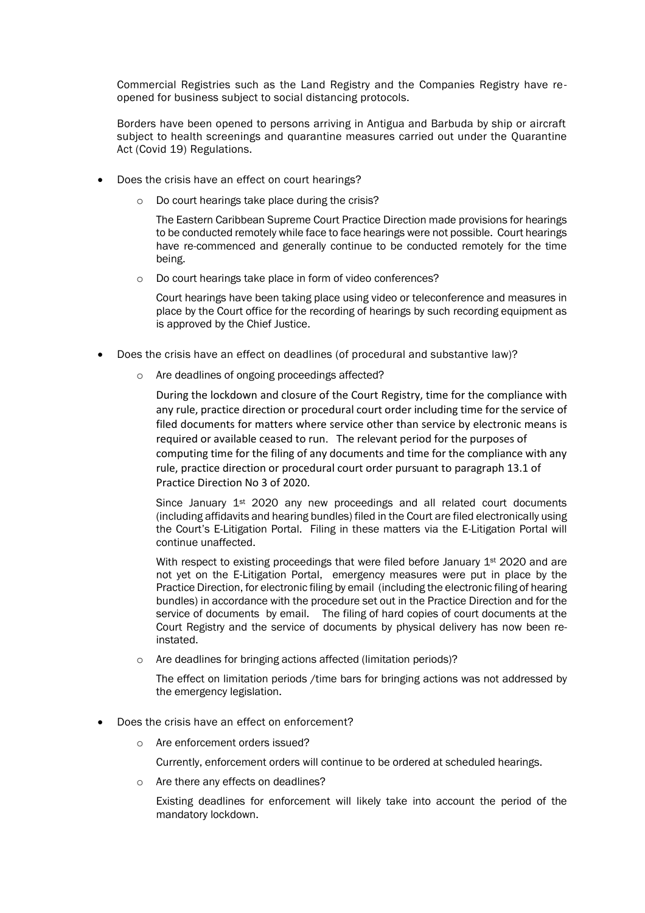Commercial Registries such as the Land Registry and the Companies Registry have re-opened for business subject to social distancing protocols.

Borders have been opened to persons arriving in Antigua and Barbuda by ship or aircraft subject to health screenings and quarantine measures carried out under the Quarantine Act (Covid 19) Regulations.

- Does the crisis have an effect on court hearings?
  - Do court hearings take place during the crisis?

    The Eastern Caribbean Supreme Court Practice Direction made provisions for hearings to be conducted remotely while face to face hearings were not possible. Court hearings have re-commenced and generally continue to be conducted remotely for the time being.

  - Do court hearings take place in form of video conferences?

    Court hearings have been taking place using video or teleconference and measures in place by the Court office for the recording of hearings by such recording equipment as is approved by the Chief Justice.

- Does the crisis have an effect on deadlines (of procedural and substantive law)?
  - Are deadlines of ongoing proceedings affected?

    During the lockdown and closure of the Court Registry, time for the compliance with any rule, practice direction or procedural court order including time for the service of filed documents for matters where service other than service by electronic means is required or available ceased to run. The relevant period for the purposes of computing time for the filing of any documents and time for the compliance with any rule, practice direction or procedural court order pursuant to paragraph 13.1 of Practice Direction No 3 of 2020.

    Since January 1st 2020 any new proceedings and all related court documents (including affidavits and hearing bundles) filed in the Court are filed electronically using the Court's E-Litigation Portal. Filing in these matters via the E-Litigation Portal will continue unaffected.

    With respect to existing proceedings that were filed before January 1st 2020 and are not yet on the E-Litigation Portal, emergency measures were put in place by the Practice Direction, for electronic filing by email (including the electronic filing of hearing bundles) in accordance with the procedure set out in the Practice Direction and for the service of documents by email. The filing of hard copies of court documents at the Court Registry and the service of documents by physical delivery has now been re-instated.

  - Are deadlines for bringing actions affected (limitation periods)?

    The effect on limitation periods /time bars for bringing actions was not addressed by the emergency legislation.

- Does the crisis have an effect on enforcement?
  - Are enforcement orders issued?

    Currently, enforcement orders will continue to be ordered at scheduled hearings.

  - Are there any effects on deadlines?

    Existing deadlines for enforcement will likely take into account the period of the mandatory lockdown.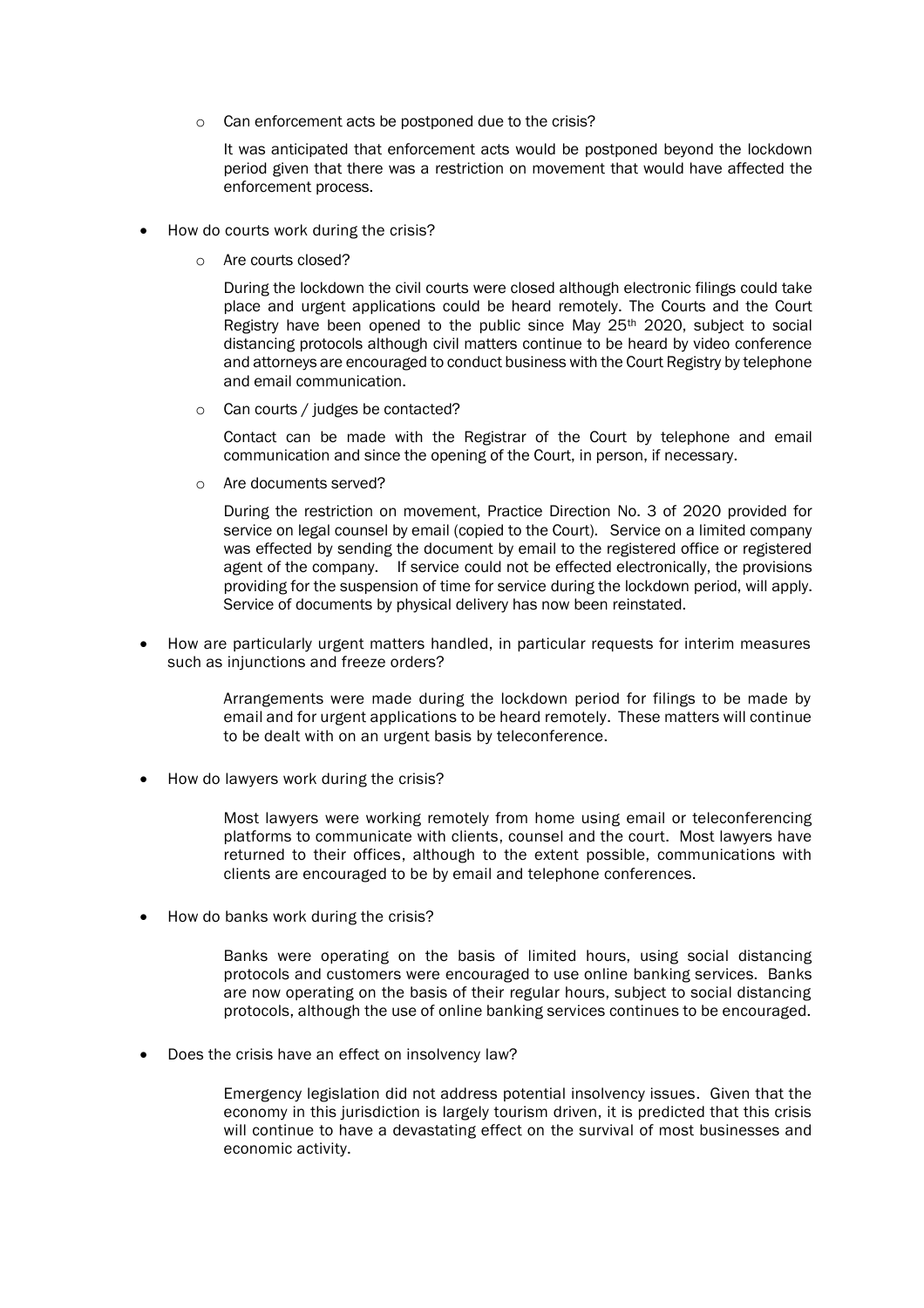- Can enforcement acts be postponed due to the crisis?

  It was anticipated that enforcement acts would be postponed beyond the lockdown period given that there was a restriction on movement that would have affected the enforcement process.

- How do courts work during the crisis?

  - Are courts closed?

    During the lockdown the civil courts were closed although electronic filings could take place and urgent applications could be heard remotely. The Courts and the Court Registry have been opened to the public since May 25th 2020, subject to social distancing protocols although civil matters continue to be heard by video conference and attorneys are encouraged to conduct business with the Court Registry by telephone and email communication.

  - Can courts / judges be contacted?

    Contact can be made with the Registrar of the Court by telephone and email communication and since the opening of the Court, in person, if necessary.

  - Are documents served?

    During the restriction on movement, Practice Direction No. 3 of 2020 provided for service on legal counsel by email (copied to the Court). Service on a limited company was effected by sending the document by email to the registered office or registered agent of the company. If service could not be effected electronically, the provisions providing for the suspension of time for service during the lockdown period, will apply. Service of documents by physical delivery has now been reinstated.

- How are particularly urgent matters handled, in particular requests for interim measures such as injunctions and freeze orders?

  Arrangements were made during the lockdown period for filings to be made by email and for urgent applications to be heard remotely. These matters will continue to be dealt with on an urgent basis by teleconference.

- How do lawyers work during the crisis?

  Most lawyers were working remotely from home using email or teleconferencing platforms to communicate with clients, counsel and the court. Most lawyers have returned to their offices, although to the extent possible, communications with clients are encouraged to be by email and telephone conferences.

- How do banks work during the crisis?

  Banks were operating on the basis of limited hours, using social distancing protocols and customers were encouraged to use online banking services. Banks are now operating on the basis of their regular hours, subject to social distancing protocols, although the use of online banking services continues to be encouraged.

- Does the crisis have an effect on insolvency law?

  Emergency legislation did not address potential insolvency issues. Given that the economy in this jurisdiction is largely tourism driven, it is predicted that this crisis will continue to have a devastating effect on the survival of most businesses and economic activity.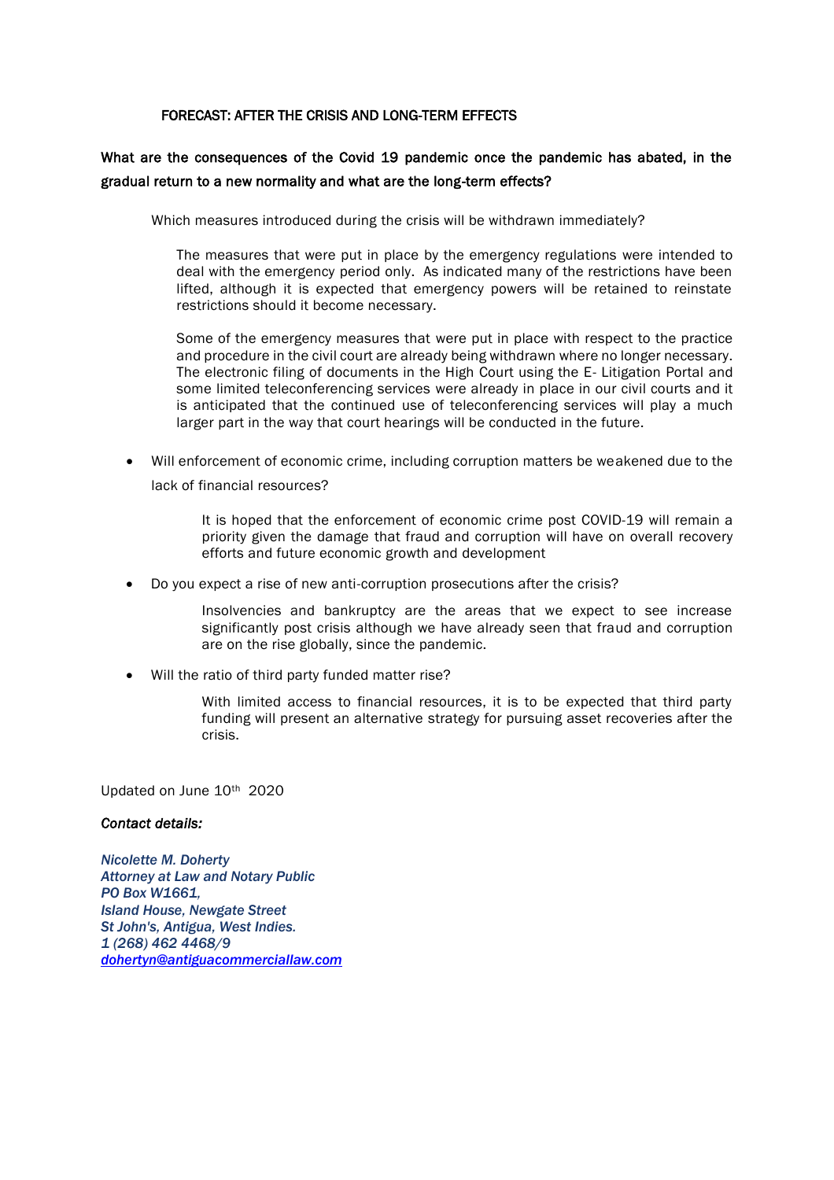## FORECAST: AFTER THE CRISIS AND LONG-TERM EFFECTS

### What are the consequences of the Covid 19 pandemic once the pandemic has abated, in the gradual return to a new normality and what are the long-term effects?

Which measures introduced during the crisis will be withdrawn immediately?

The measures that were put in place by the emergency regulations were intended to deal with the emergency period only. As indicated many of the restrictions have been lifted, although it is expected that emergency powers will be retained to reinstate restrictions should it become necessary.

Some of the emergency measures that were put in place with respect to the practice and procedure in the civil court are already being withdrawn where no longer necessary. The electronic filing of documents in the High Court using the E- Litigation Portal and some limited teleconferencing services were already in place in our civil courts and it is anticipated that the continued use of teleconferencing services will play a much larger part in the way that court hearings will be conducted in the future.

- Will enforcement of economic crime, including corruption matters be weakened due to the lack of financial resources?

  It is hoped that the enforcement of economic crime post COVID-19 will remain a priority given the damage that fraud and corruption will have on overall recovery efforts and future economic growth and development

- Do you expect a rise of new anti-corruption prosecutions after the crisis?

  Insolvencies and bankruptcy are the areas that we expect to see increase significantly post crisis although we have already seen that fraud and corruption are on the rise globally, since the pandemic.

- Will the ratio of third party funded matter rise?

  With limited access to financial resources, it is to be expected that third party funding will present an alternative strategy for pursuing asset recoveries after the crisis.

Updated on June 10th 2020

*Contact details:*

*Nicolette M. Doherty*
*Attorney at Law and Notary Public*
*PO Box W1661,*
*Island House, Newgate Street*
*St John's, Antigua, West Indies.*
*1 (268) 462 4468/9*
*dohertyn@antiguacommerciallaw.com*